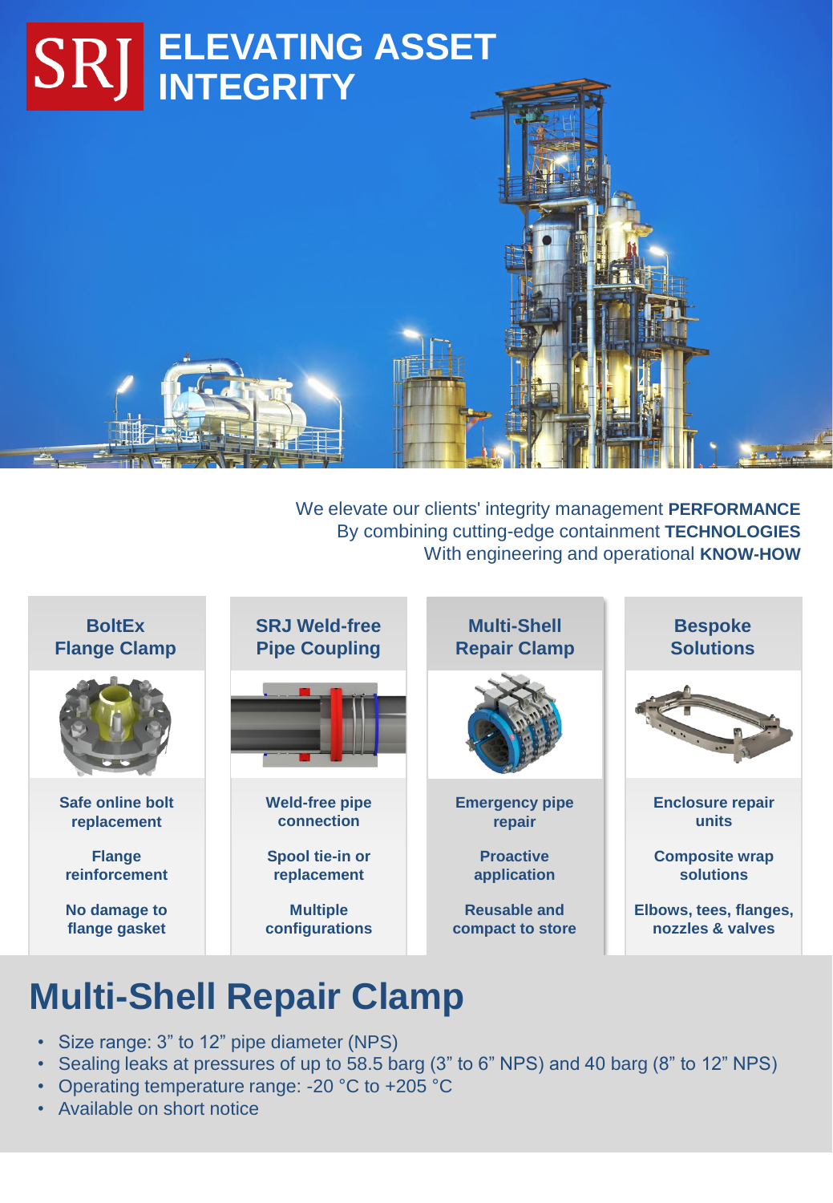# SRJ ELEVATING ASSET INTEGRITY

We elevate our clients' integrity management **PERFORMANCE**
By combining cutting-edge containment **TECHNOLOGIES**
With engineering and operational **KNOW-HOW**

| BoltEx Flange Clamp | SRJ Weld-free Pipe Coupling | Multi-Shell Repair Clamp | Bespoke Solutions |
| --- | --- | --- | --- |
| Safe online bolt replacement | Weld-free pipe connection | Emergency pipe repair | Enclosure repair units |
| Flange reinforcement | Spool tie-in or replacement | Proactive application | Composite wrap solutions |
| No damage to flange gasket | Multiple configurations | Reusable and compact to store | Elbows, tees, flanges, nozzles & valves |

## Multi-Shell Repair Clamp

- Size range: 3” to 12” pipe diameter (NPS)
- Sealing leaks at pressures of up to 58.5 barg (3” to 6” NPS) and 40 barg (8” to 12” NPS)
- Operating temperature range: -20 °C to +205 °C
- Available on short notice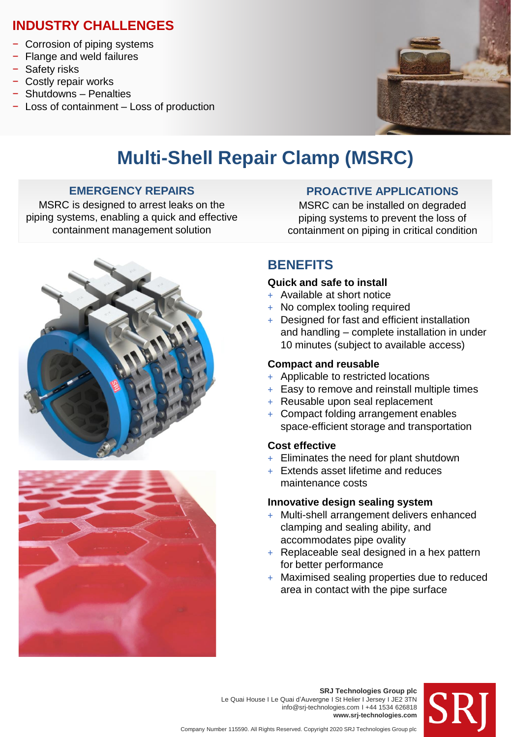## INDUSTRY CHALLENGES

- Corrosion of piping systems
- Flange and weld failures
- Safety risks
- Costly repair works
- Shutdowns – Penalties
- Loss of containment – Loss of production

# Multi-Shell Repair Clamp (MSRC)

### EMERGENCY REPAIRS

MSRC is designed to arrest leaks on the piping systems, enabling a quick and effective containment management solution

### PROACTIVE APPLICATIONS

MSRC can be installed on degraded piping systems to prevent the loss of containment on piping in critical condition

## BENEFITS

**Quick and safe to install**

- Available at short notice
- No complex tooling required
- Designed for fast and efficient installation and handling – complete installation in under 10 minutes (subject to available access)

**Compact and reusable**

- Applicable to restricted locations
- Easy to remove and reinstall multiple times
- Reusable upon seal replacement
- Compact folding arrangement enables space-efficient storage and transportation

**Cost effective**

- Eliminates the need for plant shutdown
- Extends asset lifetime and reduces maintenance costs

**Innovative design sealing system**

- Multi-shell arrangement delivers enhanced clamping and sealing ability, and accommodates pipe ovality
- Replaceable seal designed in a hex pattern for better performance
- Maximised sealing properties due to reduced area in contact with the pipe surface

**SRJ Technologies Group plc**
Le Quai House I Le Quai d'Auvergne I St Helier I Jersey I JE2 3TN
info@srj-technologies.com I +44 1534 626818
**www.srj-technologies.com**

Company Number 115590. All Rights Reserved. Copyright 2020 SRJ Technologies Group plc